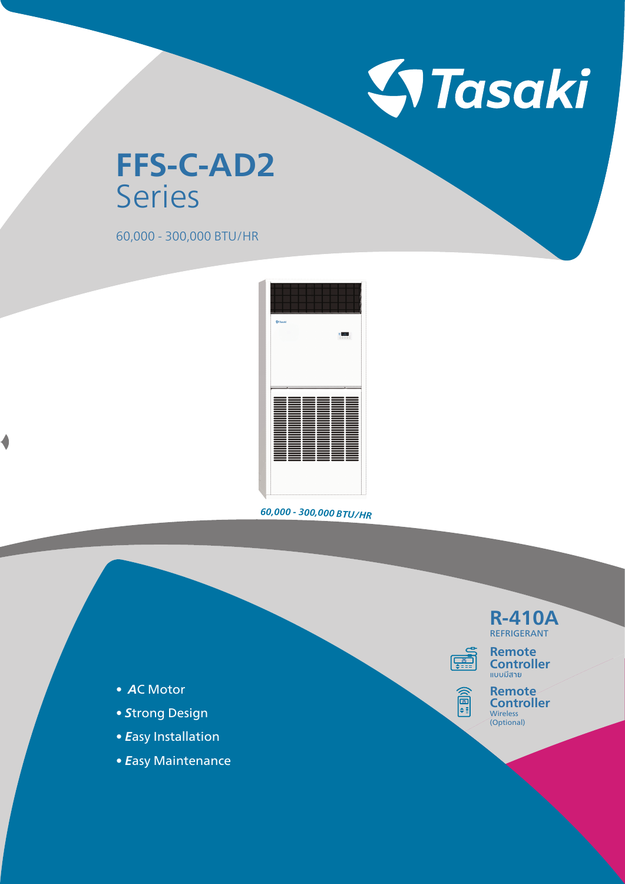Tasaki

# FFS-C-AD2
Series

60,000 - 300,000 BTU/HR

*60,000 - 300,000 BTU/HR*

**R-410A**
REFRIGERANT

**Remote Controller**
แบบมีสาย

**Remote Controller**
Wireless
(Optional)

- ***A*C Motor**
- ***S*trong Design**
- ***E*asy Installation**
- ***E*asy Maintenance**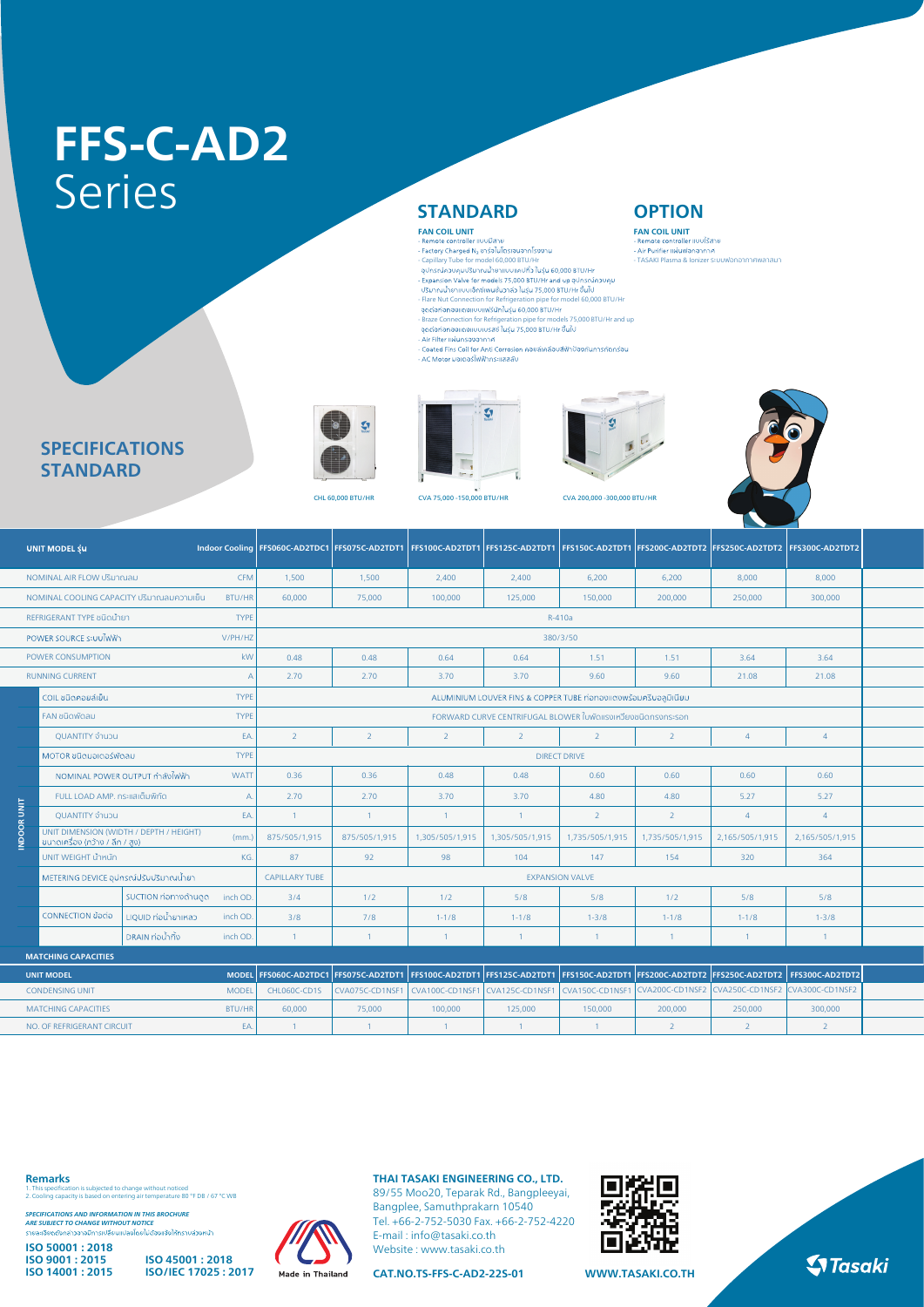# FFS-C-AD2 Series

## STANDARD

**FAN COIL UNIT**
- Remote controller แบบมีสาย
- Factory Charged $N_2$ ชาร์จไนโตรเจนจากโรงงาน
- Capillary Tube for model 60,000 BTU/Hr
  อุปกรณ์ควบคุมปริมาณน้ำยาแบบแคปทิ้วในรุ่น 60,000 BTU/Hr
- Expansion Valve for models 75,000 BTU/Hr and up อุปกรณ์ควบคุมปริมาณน้ำยาแบบเอ็กซ์แพนชั่นวาล์วในรุ่น 75,000 BTU/Hr ขึ้นไป
- Flare Nut Connection for Refrigeration pipe for model 60,000 BTU/Hr
  จุดต่อท่อทองแดงแบบแฟร์นัทในรุ่น 60,000 BTU/Hr
- Braze Connection for Refrigeration pipe for models 75,000 BTU/Hr and up
  จุดต่อท่อทองแดงแบบเบรสในรุ่น 75,000 BTU/Hr ขึ้นไป
- Air Filter แผ่นกรองอากาศ
- Coated Fins Coil for Anti Corrosion คอยล์เคลือบสีฟ้าป้องกันการกัดกร่อน
- AC Motor มอเตอร์ไฟฟ้ากระแสสลับ

## OPTION

**FAN COIL UNIT**
- Remote controller แบบไร้สาย
- Air Purifier แผ่นฟอกอากาศ
- TASAKI Plasma & Ionizer ระบบฟอกอากาศพลาสมา

## SPECIFICATIONS STANDARD

CHL 60,000 BTU/HR

CVA 75,000 -150,000 BTU/HR

CVA 200,000 -300,000 BTU/HR

| UNIT MODEL รุ่น | | | Indoor Cooling | FFS060C-AD2TDC1 | FFS075C-AD2TDT1 | FFS100C-AD2TDT1 | FFS125C-AD2TDT1 | FFS150C-AD2TDT1 | FFS200C-AD2TDT2 | FFS250C-AD2TDT2 | FFS300C-AD2TDT2 |
|---|---|---|---|---|---|---|---|---|---|---|---|
| NOMINAL AIR FLOW ปริมาณลม | | | CFM | 1,500 | 1,500 | 2,400 | 2,400 | 6,200 | 6,200 | 8,000 | 8,000 |
| NOMINAL COOLING CAPACITY ปริมาณลมความเย็น | | | BTU/HR | 60,000 | 75,000 | 100,000 | 125,000 | 150,000 | 200,000 | 250,000 | 300,000 |
| REFRIGERANT TYPE ชนิดน้ำยา | | | TYPE | R-410a | | | | | | | |
| POWER SOURCE ระบบไฟฟ้า | | | V/PH/HZ | 380/3/50 | | | | | | | |
| POWER CONSUMPTION | | | kW | 0.48 | 0.48 | 0.64 | 0.64 | 1.51 | 1.51 | 3.64 | 3.64 |
| RUNNING CURRENT | | | A | 2.70 | 2.70 | 3.70 | 3.70 | 9.60 | 9.60 | 21.08 | 21.08 |
| INDOOR UNIT | COIL ชนิดคอยล์เย็น | | TYPE | ALUMINIUM LOUVER FINS & COPPER TUBE ท่อทองแดงพร้อมครีบอลูมิเนียม | | | | | | | |
| | FAN ชนิดพัดลม | | TYPE | FORWARD CURVE CENTRIFUGAL BLOWER ใบพัดแรงเหวี่ยงชนิดกรงกระรอก | | | | | | | |
| | QUANTITY จำนวน | | EA. | 2 | 2 | 2 | 2 | 2 | 2 | 4 | 4 |
| | MOTOR ชนิดมอเตอร์พัดลม | | TYPE | DIRECT DRIVE | | | | | | | |
| | NOMINAL POWER OUTPUT กำลังไฟฟ้า | | WATT | 0.36 | 0.36 | 0.48 | 0.48 | 0.60 | 0.60 | 0.60 | 0.60 |
| | FULL LOAD AMP. กระแสเต็มพิกัด | | A. | 2.70 | 2.70 | 3.70 | 3.70 | 4.80 | 4.80 | 5.27 | 5.27 |
| | QUANTITY จำนวน | | EA. | 1 | 1 | 1 | 1 | 2 | 2 | 4 | 4 |
| | UNIT DIMENSION (WIDTH / DEPTH / HEIGHT) ขนาดเครื่อง (กว้าง / ลึก / สูง) | | (mm.) | 875/505/1,915 | 875/505/1,915 | 1,305/505/1,915 | 1,305/505/1,915 | 1,735/505/1,915 | 1,735/505/1,915 | 2,165/505/1,915 | 2,165/505/1,915 |
| | UNIT WEIGHT น้ำหนัก | | KG. | 87 | 92 | 98 | 104 | 147 | 154 | 320 | 364 |
| | METERING DEVICE อุปกรณ์ปรับปริมาณน้ำยา | | | CAPILLARY TUBE | EXPANSION VALVE | | | | | | |
| | CONNECTION ข้อต่อ | SUCTION ท่อทางด้านดูด | inch OD. | 3/4 | 1/2 | 1/2 | 5/8 | 5/8 | 1/2 | 5/8 | 5/8 |
| | | LIQUID ท่อน้ำยาเหลว | inch OD. | 3/8 | 7/8 | 1-1/8 | 1-1/8 | 1-3/8 | 1-1/8 | 1-1/8 | 1-3/8 |
| | | DRAIN ท่อน้ำทิ้ง | inch OD. | 1 | 1 | 1 | 1 | 1 | 1 | 1 | 1 |

**MATCHING CAPACITIES**

| UNIT MODEL | MODEL | FFS060C-AD2TDC1 | FFS075C-AD2TDT1 | FFS100C-AD2TDT1 | FFS125C-AD2TDT1 | FFS150C-AD2TDT1 | FFS200C-AD2TDT2 | FFS250C-AD2TDT2 | FFS300C-AD2TDT2 |
|---|---|---|---|---|---|---|---|---|---|
| CONDENSING UNIT | MODEL | CHL060C-CD1S | CVA075C-CD1NSF1 | CVA100C-CD1NSF1 | CVA125C-CD1NSF1 | CVA150C-CD1NSF1 | CVA200C-CD1NSF2 | CVA250C-CD1NSF2 | CVA300C-CD1NSF2 |
| MATCHING CAPACITIES | BTU/HR | 60,000 | 75,000 | 100,000 | 125,000 | 150,000 | 200,000 | 250,000 | 300,000 |
| NO. OF REFRIGERANT CIRCUIT | EA. | 1 | 1 | 1 | 1 | 1 | 2 | 2 | 2 |

**Remarks**
1. This specification is subjected to change without noticed
2. Cooling capacity is based on entering air temperature 80 °F DB / 67 °C WB

***SPECIFICATIONS AND INFORMATION IN THIS BROCHURE ARE SUBJECT TO CHANGE WITHOUT NOTICE***
รายละเอียดดังกล่าวอาจมีการเปลี่ยนแปลงโดยไม่ต้องแจ้งให้ทราบล่วงหน้า

**ISO 50001 : 2018**
**ISO 9001 : 2015**
**ISO 14001 : 2015**
**ISO 45001 : 2018**
**ISO/IEC 17025 : 2017**

Made in Thailand

**THAI TASAKI ENGINEERING CO., LTD.**
89/55 Moo20, Teparak Rd., Bangpleeyai,
Bangplee, Samuthprakarn 10540
Tel. +66-2-752-5030 Fax. +66-2-752-4220
E-mail : info@tasaki.co.th
Website : www.tasaki.co.th

**CAT.NO.TS-FFS-C-AD2-22S-01**

**WWW.TASAKI.CO.TH**

Tasaki